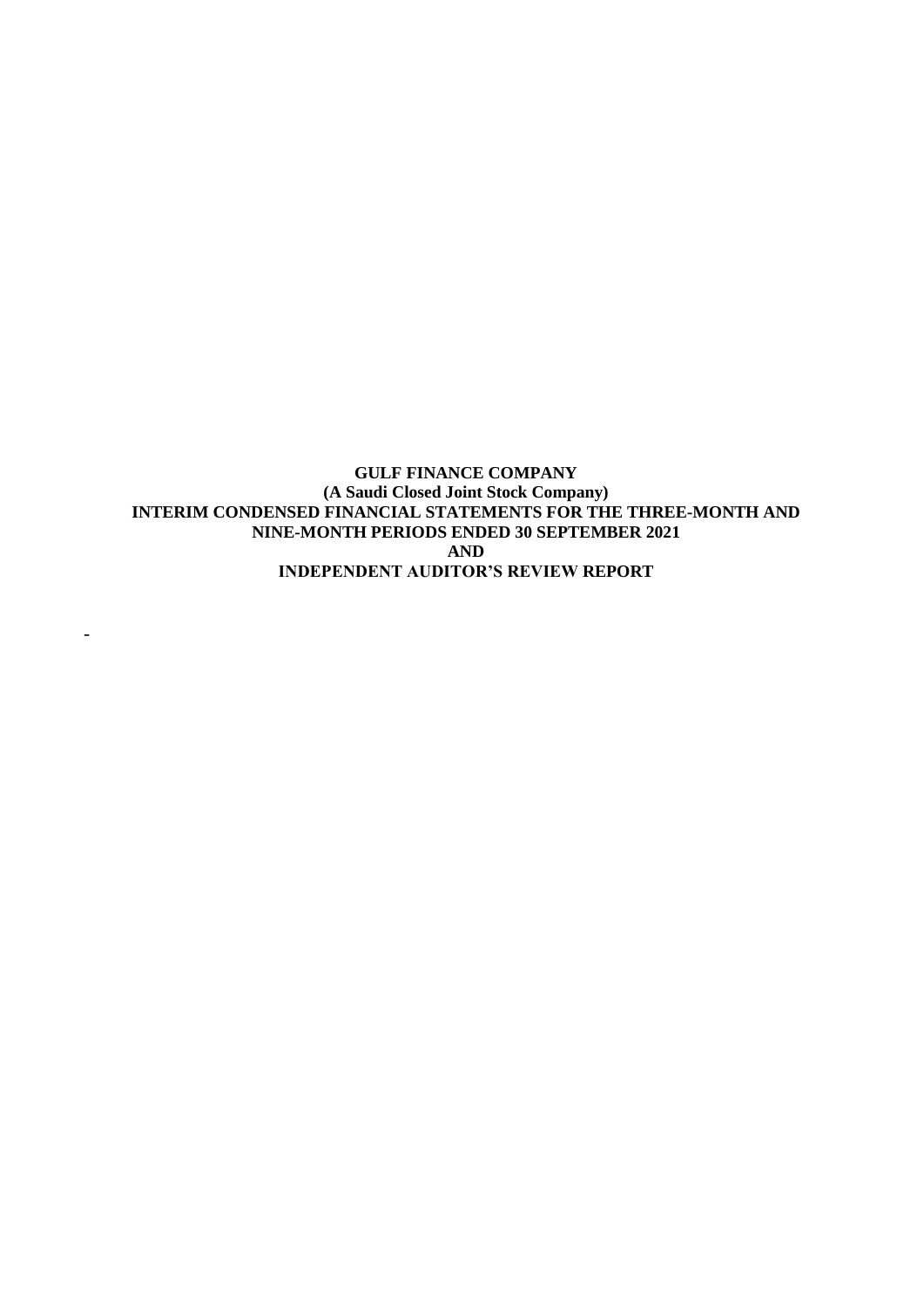**GULF FINANCE COMPANY**
**(A Saudi Closed Joint Stock Company)**
**INTERIM CONDENSED FINANCIAL STATEMENTS FOR THE THREE-MONTH AND NINE-MONTH PERIODS ENDED 30 SEPTEMBER 2021**
**AND**
**INDEPENDENT AUDITOR'S REVIEW REPORT**

-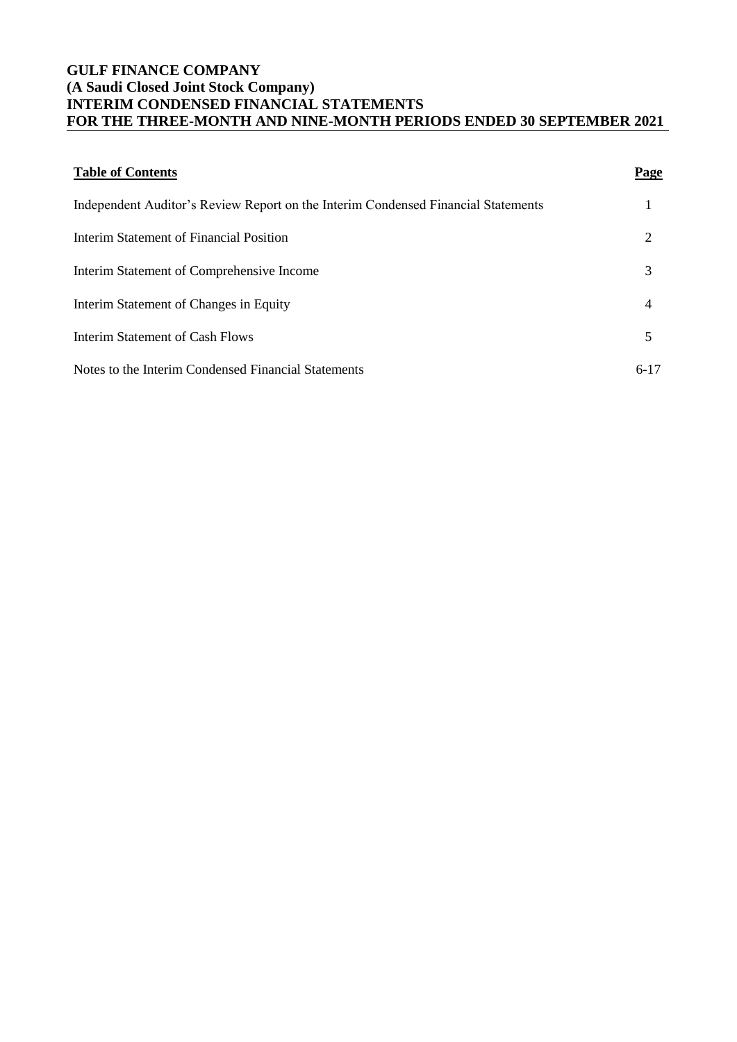# GULF FINANCE COMPANY
## (A Saudi Closed Joint Stock Company)
## INTERIM CONDENSED FINANCIAL STATEMENTS
## FOR THE THREE-MONTH AND NINE-MONTH PERIODS ENDED 30 SEPTEMBER 2021

| **Table of Contents** | **Page** |
| --- | --- |
| Independent Auditor's Review Report on the Interim Condensed Financial Statements | 1 |
| Interim Statement of Financial Position | 2 |
| Interim Statement of Comprehensive Income | 3 |
| Interim Statement of Changes in Equity | 4 |
| Interim Statement of Cash Flows | 5 |
| Notes to the Interim Condensed Financial Statements | 6-17 |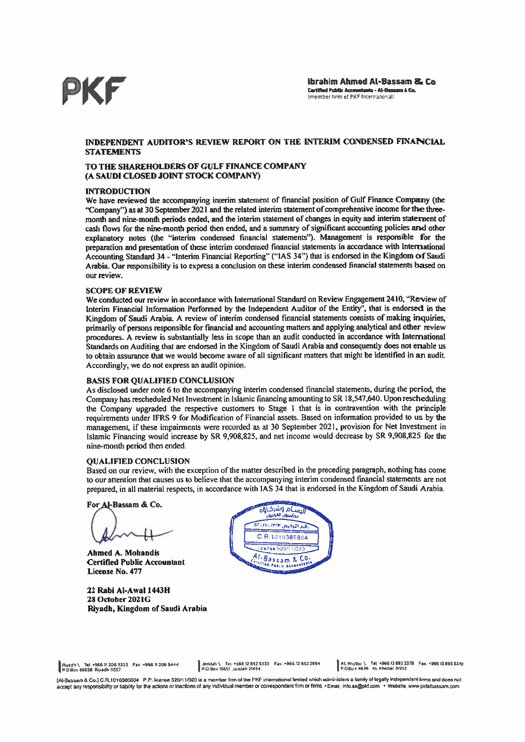**Ibrahim Ahmed Al-Bassam & Co**
Certified Public Accountants - Al-Bassam & Co.
(member firm of PKF International)

## INDEPENDENT AUDITOR'S REVIEW REPORT ON THE INTERIM CONDENSED FINANCIAL STATEMENTS

### TO THE SHAREHOLDERS OF GULF FINANCE COMPANY (A SAUDI CLOSED JOINT STOCK COMPANY)

### INTRODUCTION

We have reviewed the accompanying interim statement of financial position of Gulf Finance Company (the "Company") as at 30 September 2021 and the related interim statement of comprehensive income for the three-month and nine-month periods ended, and the interim statement of changes in equity and interim statement of cash flows for the nine-month period then ended, and a summary of significant accounting policies and other explanatory notes (the "interim condensed financial statements"). Management is responsible for the preparation and presentation of these interim condensed financial statements in accordance with International Accounting Standard 34 - "Interim Financial Reporting" ("IAS 34") that is endorsed in the Kingdom of Saudi Arabia. Our responsibility is to express a conclusion on these interim condensed financial statements based on our review.

### SCOPE OF REVIEW

We conducted our review in accordance with International Standard on Review Engagement 2410, "Review of Interim Financial Information Performed by the Independent Auditor of the Entity", that is endorsed in the Kingdom of Saudi Arabia. A review of interim condensed financial statements consists of making inquiries, primarily of persons responsible for financial and accounting matters and applying analytical and other review procedures. A review is substantially less in scope than an audit conducted in accordance with International Standards on Auditing that are endorsed in the Kingdom of Saudi Arabia and consequently does not enable us to obtain assurance that we would become aware of all significant matters that might be identified in an audit. Accordingly, we do not express an audit opinion.

### BASIS FOR QUALIFIED CONCLUSION

As disclosed under note 6 to the accompanying interim condensed financial statements, during the period, the Company has rescheduled Net Investment in Islamic financing amounting to SR 18,547,640. Upon rescheduling the Company upgraded the respective customers to Stage 1 that is in contravention with the principle requirements under IFRS 9 for Modification of Financial assets. Based on information provided to us by the management, if these impairments were recorded as at 30 September 2021, provision for Net Investment in Islamic Financing would increase by SR 9,908,825, and net income would decrease by SR 9,908,825 for the nine-month period then ended.

### QUALIFIED CONCLUSION

Based on our review, with the exception of the matter described in the preceding paragraph, nothing has come to our attention that causes us to believe that the accompanying interim condensed financial statements are not prepared, in all material respects, in accordance with IAS 34 that is endorsed in the Kingdom of Saudi Arabia.

For Al-Bassam & Co.

**Ahmed A. Mohandis**
**Certified Public Accountant**
**License No. 477**

**22 Rabi Al-Awal 1443H**
**28 October 2021G**
**Riyadh, Kingdom of Saudi Arabia**

البسام وشركاؤه
محاسبون قانونيون
رقم الترخيص ٥٢٠/١١/٣٢٣
C.R.1010385804
License 520/11/323
Al-Bassam & Co.
Certified Public Accountants

Riyadh \ Tel +966 11 206 5333 Fax +966 11 206 5444 P.O.Box 69658 Riyadh 11557
Jeddah \ Tel +966 12 652 5333 Fax +966 12 652 2894 P.O.Box 15651 Jeddah 21454
AL Khobar \ Tel +966 13 893 3378 Fax +966 13 893 3349 P.O.Box 4636 AL Khobar 31952

[Al-Bassam & Co.] C.R.1010385804 P.P. license 520/11/323 is a member firm of the PKF International limited which administers a family of legally independent firms and does not accept any responsibility or liability for the actions or inactions of any individual member or correspondent firm or firms. • Email: info.sa@pkf.com • Website: www.pkfalbassam.com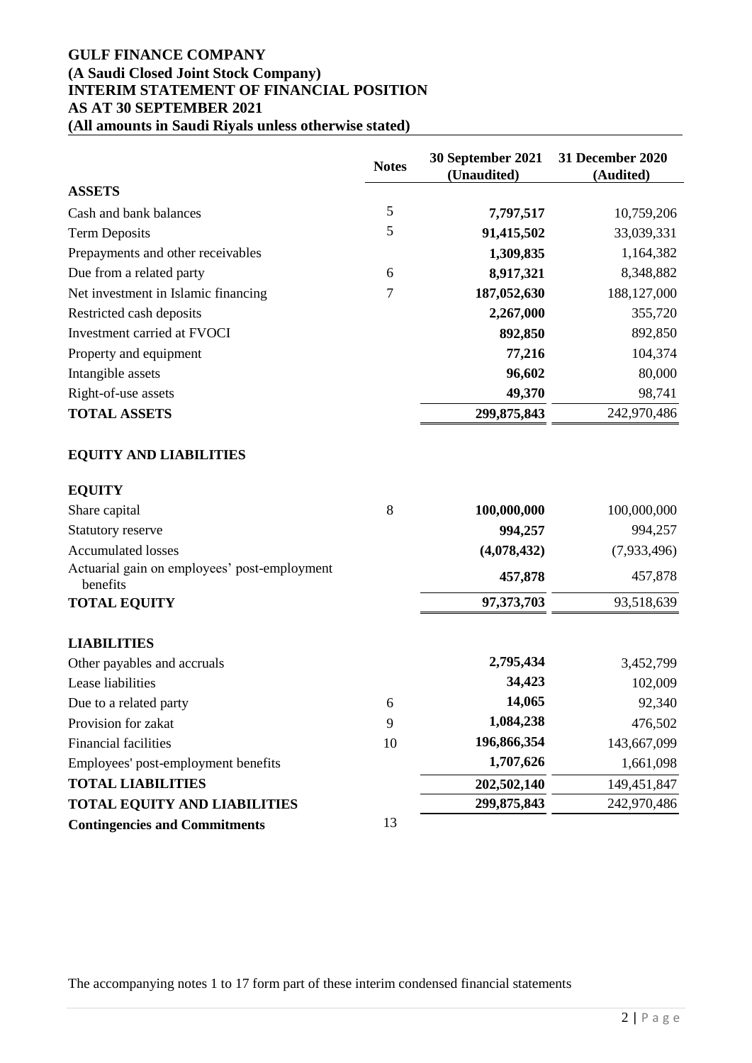# GULF FINANCE COMPANY
## (A Saudi Closed Joint Stock Company)
## INTERIM STATEMENT OF FINANCIAL POSITION
## AS AT 30 SEPTEMBER 2021
## (All amounts in Saudi Riyals unless otherwise stated)

| | Notes | 30 September 2021 (Unaudited) | 31 December 2020 (Audited) |
|---|---|---|---|
| **ASSETS** | | | |
| Cash and bank balances | 5 | **7,797,517** | 10,759,206 |
| Term Deposits | 5 | **91,415,502** | 33,039,331 |
| Prepayments and other receivables | | **1,309,835** | 1,164,382 |
| Due from a related party | 6 | **8,917,321** | 8,348,882 |
| Net investment in Islamic financing | 7 | **187,052,630** | 188,127,000 |
| Restricted cash deposits | | **2,267,000** | 355,720 |
| Investment carried at FVOCI | | **892,850** | 892,850 |
| Property and equipment | | **77,216** | 104,374 |
| Intangible assets | | **96,602** | 80,000 |
| Right-of-use assets | | **49,370** | 98,741 |
| **TOTAL ASSETS** | | **299,875,843** | 242,970,486 |
| | | | |
| **EQUITY AND LIABILITIES** | | | |
| | | | |
| **EQUITY** | | | |
| Share capital | 8 | **100,000,000** | 100,000,000 |
| Statutory reserve | | **994,257** | 994,257 |
| Accumulated losses | | **(4,078,432)** | (7,933,496) |
| Actuarial gain on employees' post-employment benefits | | **457,878** | 457,878 |
| **TOTAL EQUITY** | | **97,373,703** | 93,518,639 |
| | | | |
| **LIABILITIES** | | | |
| Other payables and accruals | | **2,795,434** | 3,452,799 |
| Lease liabilities | | **34,423** | 102,009 |
| Due to a related party | 6 | **14,065** | 92,340 |
| Provision for zakat | 9 | **1,084,238** | 476,502 |
| Financial facilities | 10 | **196,866,354** | 143,667,099 |
| Employees' post-employment benefits | | **1,707,626** | 1,661,098 |
| **TOTAL LIABILITIES** | | **202,502,140** | 149,451,847 |
| **TOTAL EQUITY AND LIABILITIES** | | **299,875,843** | 242,970,486 |
| **Contingencies and Commitments** | 13 | | |

The accompanying notes 1 to 17 form part of these interim condensed financial statements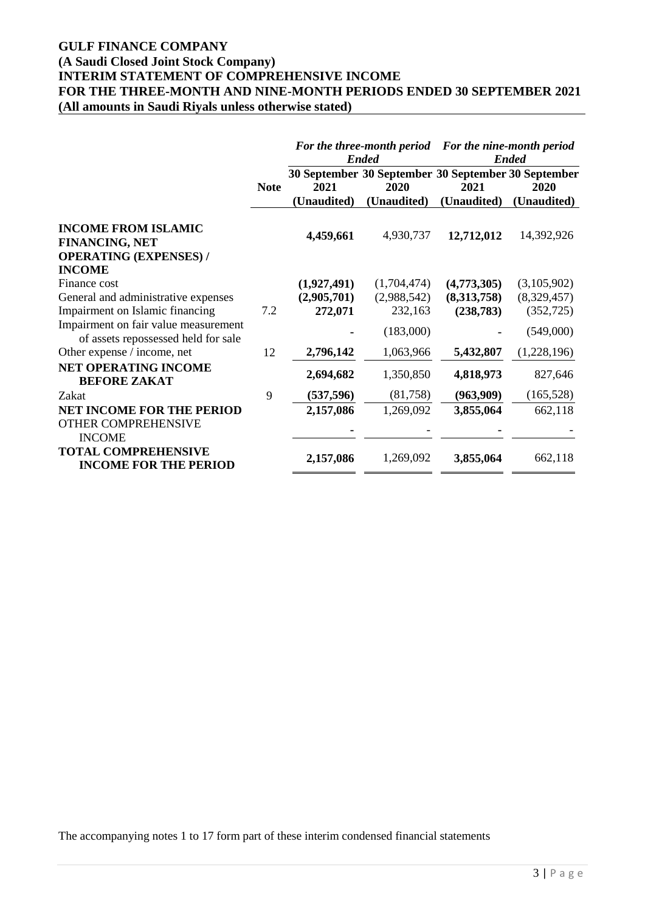# GULF FINANCE COMPANY
## (A Saudi Closed Joint Stock Company)
## INTERIM STATEMENT OF COMPREHENSIVE INCOME
## FOR THE THREE-MONTH AND NINE-MONTH PERIODS ENDED 30 SEPTEMBER 2021
## (All amounts in Saudi Riyals unless otherwise stated)

| | Note | *For the three-month period Ended* | | *For the nine-month period Ended* | |
|---|---|---|---|---|---|
| | | **30 September 2021 (Unaudited)** | **30 September 2020 (Unaudited)** | **30 September 2021 (Unaudited)** | **30 September 2020 (Unaudited)** |
| **INCOME FROM ISLAMIC FINANCING, NET** | | **4,459,661** | 4,930,737 | **12,712,012** | 14,392,926 |
| **OPERATING (EXPENSES) / INCOME** | | | | | |
| Finance cost | | **(1,927,491)** | (1,704,474) | **(4,773,305)** | (3,105,902) |
| General and administrative expenses | | **(2,905,701)** | (2,988,542) | **(8,313,758)** | (8,329,457) |
| Impairment on Islamic financing | 7.2 | **272,071** | 232,163 | **(238,783)** | (352,725) |
| Impairment on fair value measurement of assets repossessed held for sale | | **-** | (183,000) | **-** | (549,000) |
| Other expense / income, net | 12 | **2,796,142** | 1,063,966 | **5,432,807** | (1,228,196) |
| **NET OPERATING INCOME BEFORE ZAKAT** | | **2,694,682** | 1,350,850 | **4,818,973** | 827,646 |
| Zakat | 9 | **(537,596)** | (81,758) | **(963,909)** | (165,528) |
| **NET INCOME FOR THE PERIOD** | | **2,157,086** | 1,269,092 | **3,855,064** | 662,118 |
| OTHER COMPREHENSIVE INCOME | | **-** | - | **-** | - |
| **TOTAL COMPREHENSIVE INCOME FOR THE PERIOD** | | **2,157,086** | 1,269,092 | **3,855,064** | 662,118 |

The accompanying notes 1 to 17 form part of these interim condensed financial statements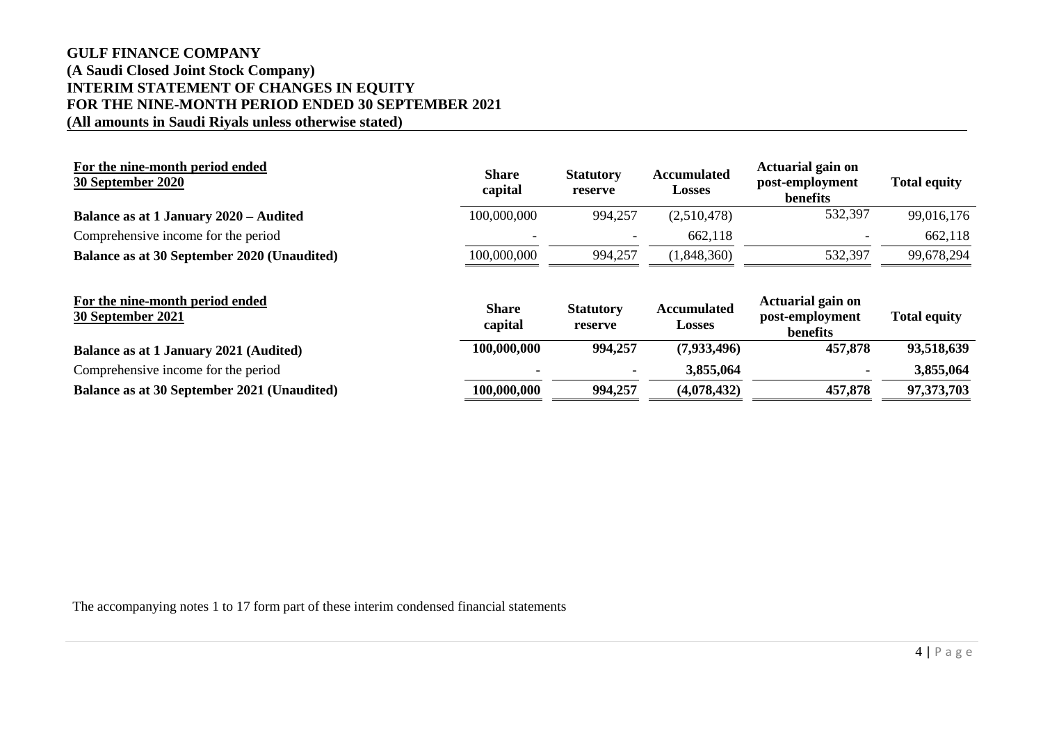# GULF FINANCE COMPANY
## (A Saudi Closed Joint Stock Company)
## INTERIM STATEMENT OF CHANGES IN EQUITY
## FOR THE NINE-MONTH PERIOD ENDED 30 SEPTEMBER 2021
## (All amounts in Saudi Riyals unless otherwise stated)

| **For the nine-month period ended 30 September 2020** | **Share capital** | **Statutory reserve** | **Accumulated Losses** | **Actuarial gain on post-employment benefits** | **Total equity** |
|---|---|---|---|---|---|
| **Balance as at 1 January 2020 – Audited** | 100,000,000 | 994,257 | (2,510,478) | 532,397 | 99,016,176 |
| Comprehensive income for the period | - | - | 662,118 | - | 662,118 |
| **Balance as at 30 September 2020 (Unaudited)** | 100,000,000 | 994,257 | (1,848,360) | 532,397 | 99,678,294 |

| **For the nine-month period ended 30 September 2021** | **Share capital** | **Statutory reserve** | **Accumulated Losses** | **Actuarial gain on post-employment benefits** | **Total equity** |
|---|---|---|---|---|---|
| **Balance as at 1 January 2021 (Audited)** | **100,000,000** | **994,257** | **(7,933,496)** | **457,878** | **93,518,639** |
| Comprehensive income for the period | **-** | **-** | **3,855,064** | **-** | **3,855,064** |
| **Balance as at 30 September 2021 (Unaudited)** | **100,000,000** | **994,257** | **(4,078,432)** | **457,878** | **97,373,703** |

The accompanying notes 1 to 17 form part of these interim condensed financial statements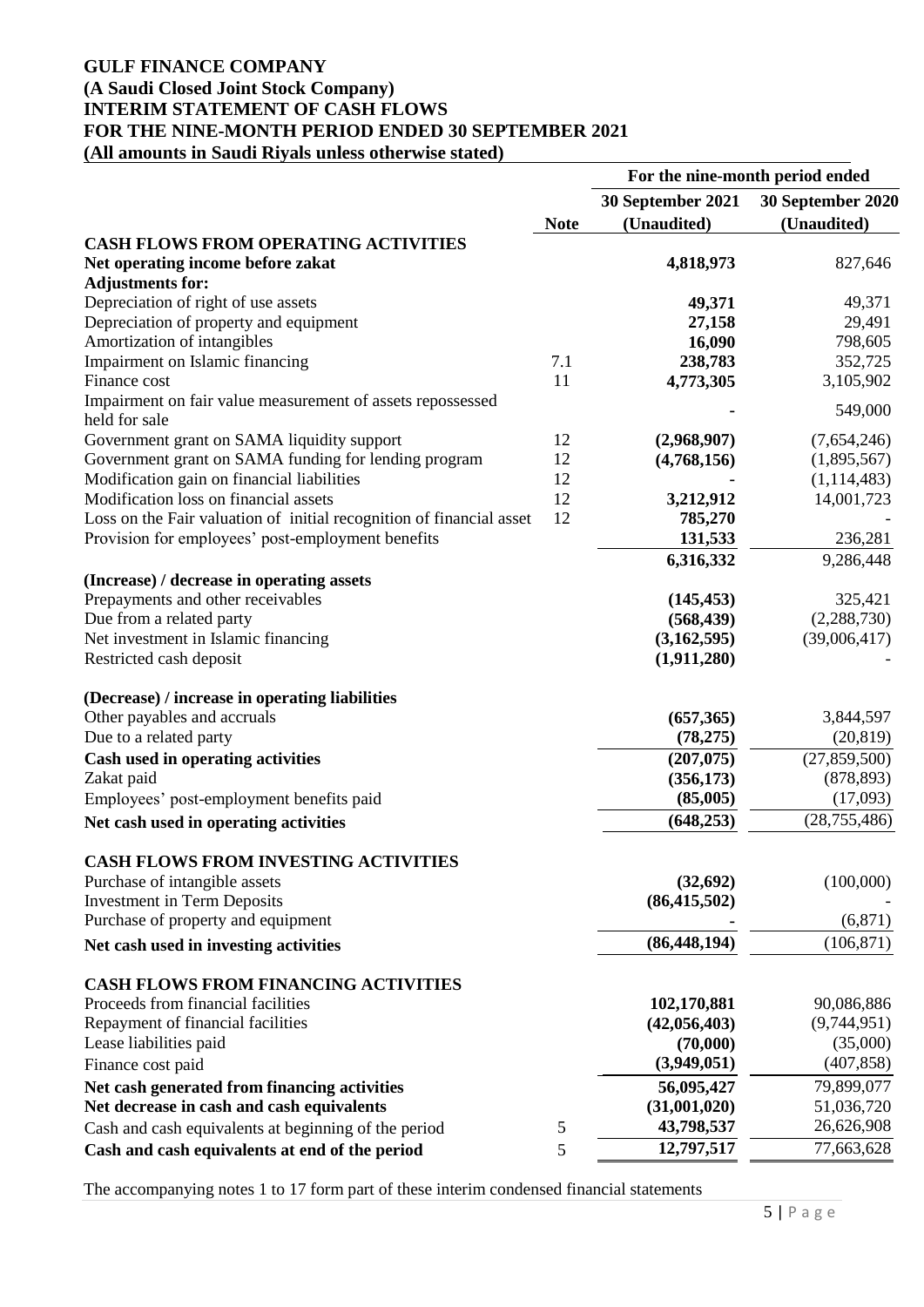# GULF FINANCE COMPANY
## (A Saudi Closed Joint Stock Company)
## INTERIM STATEMENT OF CASH FLOWS
## FOR THE NINE-MONTH PERIOD ENDED 30 SEPTEMBER 2021
### (All amounts in Saudi Riyals unless otherwise stated)

| | | For the nine-month period ended | |
|---|---|---|---|
| | Note | 30 September 2021 (Unaudited) | 30 September 2020 (Unaudited) |
| **CASH FLOWS FROM OPERATING ACTIVITIES** | | | |
| **Net operating income before zakat** | | **4,818,973** | 827,646 |
| **Adjustments for:** | | | |
| Depreciation of right of use assets | | **49,371** | 49,371 |
| Depreciation of property and equipment | | **27,158** | 29,491 |
| Amortization of intangibles | | **16,090** | 798,605 |
| Impairment on Islamic financing | 7.1 | **238,783** | 352,725 |
| Finance cost | 11 | **4,773,305** | 3,105,902 |
| Impairment on fair value measurement of assets repossessed held for sale | | **-** | 549,000 |
| Government grant on SAMA liquidity support | 12 | **(2,968,907)** | (7,654,246) |
| Government grant on SAMA funding for lending program | 12 | **(4,768,156)** | (1,895,567) |
| Modification gain on financial liabilities | 12 | **-** | (1,114,483) |
| Modification loss on financial assets | 12 | **3,212,912** | 14,001,723 |
| Loss on the Fair valuation of initial recognition of financial asset | 12 | **785,270** | - |
| Provision for employees' post-employment benefits | | **131,533** | 236,281 |
| | | **6,316,332** | 9,286,448 |
| **(Increase) / decrease in operating assets** | | | |
| Prepayments and other receivables | | **(145,453)** | 325,421 |
| Due from a related party | | **(568,439)** | (2,288,730) |
| Net investment in Islamic financing | | **(3,162,595)** | (39,006,417) |
| Restricted cash deposit | | **(1,911,280)** | - |
| **(Decrease) / increase in operating liabilities** | | | |
| Other payables and accruals | | **(657,365)** | 3,844,597 |
| Due to a related party | | **(78,275)** | (20,819) |
| **Cash used in operating activities** | | **(207,075)** | (27,859,500) |
| Zakat paid | | **(356,173)** | (878,893) |
| Employees' post-employment benefits paid | | **(85,005)** | (17,093) |
| **Net cash used in operating activities** | | **(648,253)** | (28,755,486) |
| **CASH FLOWS FROM INVESTING ACTIVITIES** | | | |
| Purchase of intangible assets | | **(32,692)** | (100,000) |
| Investment in Term Deposits | | **(86,415,502)** | - |
| Purchase of property and equipment | | **-** | (6,871) |
| **Net cash used in investing activities** | | **(86,448,194)** | (106,871) |
| **CASH FLOWS FROM FINANCING ACTIVITIES** | | | |
| Proceeds from financial facilities | | **102,170,881** | 90,086,886 |
| Repayment of financial facilities | | **(42,056,403)** | (9,744,951) |
| Lease liabilities paid | | **(70,000)** | (35,000) |
| Finance cost paid | | **(3,949,051)** | (407,858) |
| **Net cash generated from financing activities** | | **56,095,427** | 79,899,077 |
| **Net decrease in cash and cash equivalents** | | **(31,001,020)** | 51,036,720 |
| Cash and cash equivalents at beginning of the period | 5 | **43,798,537** | 26,626,908 |
| **Cash and cash equivalents at end of the period** | 5 | **12,797,517** | 77,663,628 |

The accompanying notes 1 to 17 form part of these interim condensed financial statements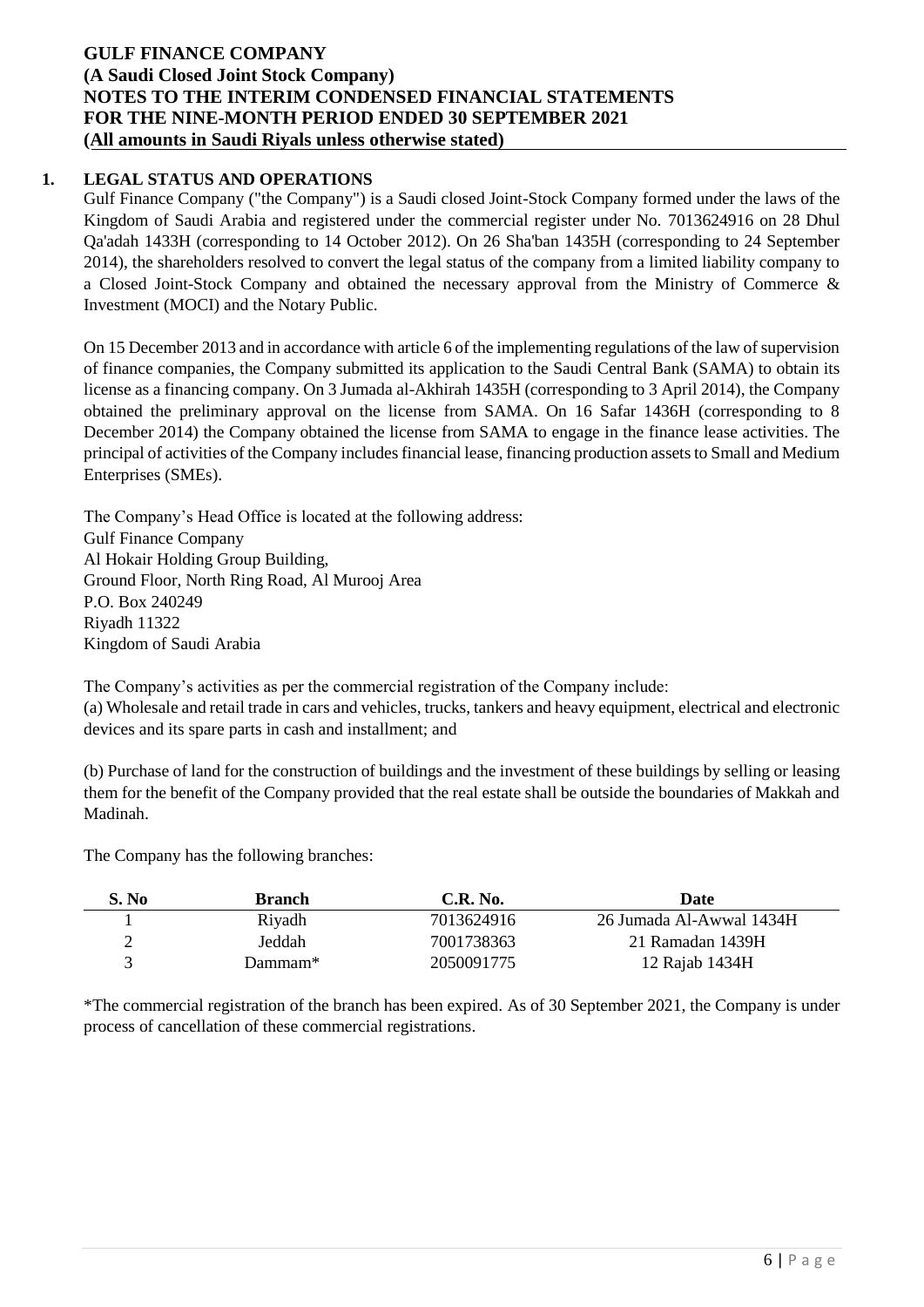# GULF FINANCE COMPANY
## (A Saudi Closed Joint Stock Company)
## NOTES TO THE INTERIM CONDENSED FINANCIAL STATEMENTS
## FOR THE NINE-MONTH PERIOD ENDED 30 SEPTEMBER 2021
## (All amounts in Saudi Riyals unless otherwise stated)

### 1. LEGAL STATUS AND OPERATIONS

Gulf Finance Company ("the Company") is a Saudi closed Joint-Stock Company formed under the laws of the Kingdom of Saudi Arabia and registered under the commercial register under No. 7013624916 on 28 Dhul Qa'adah 1433H (corresponding to 14 October 2012). On 26 Sha'ban 1435H (corresponding to 24 September 2014), the shareholders resolved to convert the legal status of the company from a limited liability company to a Closed Joint-Stock Company and obtained the necessary approval from the Ministry of Commerce & Investment (MOCI) and the Notary Public.

On 15 December 2013 and in accordance with article 6 of the implementing regulations of the law of supervision of finance companies, the Company submitted its application to the Saudi Central Bank (SAMA) to obtain its license as a financing company. On 3 Jumada al-Akhirah 1435H (corresponding to 3 April 2014), the Company obtained the preliminary approval on the license from SAMA. On 16 Safar 1436H (corresponding to 8 December 2014) the Company obtained the license from SAMA to engage in the finance lease activities. The principal of activities of the Company includes financial lease, financing production assets to Small and Medium Enterprises (SMEs).

The Company's Head Office is located at the following address:
Gulf Finance Company
Al Hokair Holding Group Building,
Ground Floor, North Ring Road, Al Murooj Area
P.O. Box 240249
Riyadh 11322
Kingdom of Saudi Arabia

The Company's activities as per the commercial registration of the Company include:
(a) Wholesale and retail trade in cars and vehicles, trucks, tankers and heavy equipment, electrical and electronic devices and its spare parts in cash and installment; and

(b) Purchase of land for the construction of buildings and the investment of these buildings by selling or leasing them for the benefit of the Company provided that the real estate shall be outside the boundaries of Makkah and Madinah.

The Company has the following branches:

| S. No | Branch | C.R. No. | Date |
|---|---|---|---|
| 1 | Riyadh | 7013624916 | 26 Jumada Al-Awwal 1434H |
| 2 | Jeddah | 7001738363 | 21 Ramadan 1439H |
| 3 | Dammam* | 2050091775 | 12 Rajab 1434H |

*The commercial registration of the branch has been expired. As of 30 September 2021, the Company is under process of cancellation of these commercial registrations.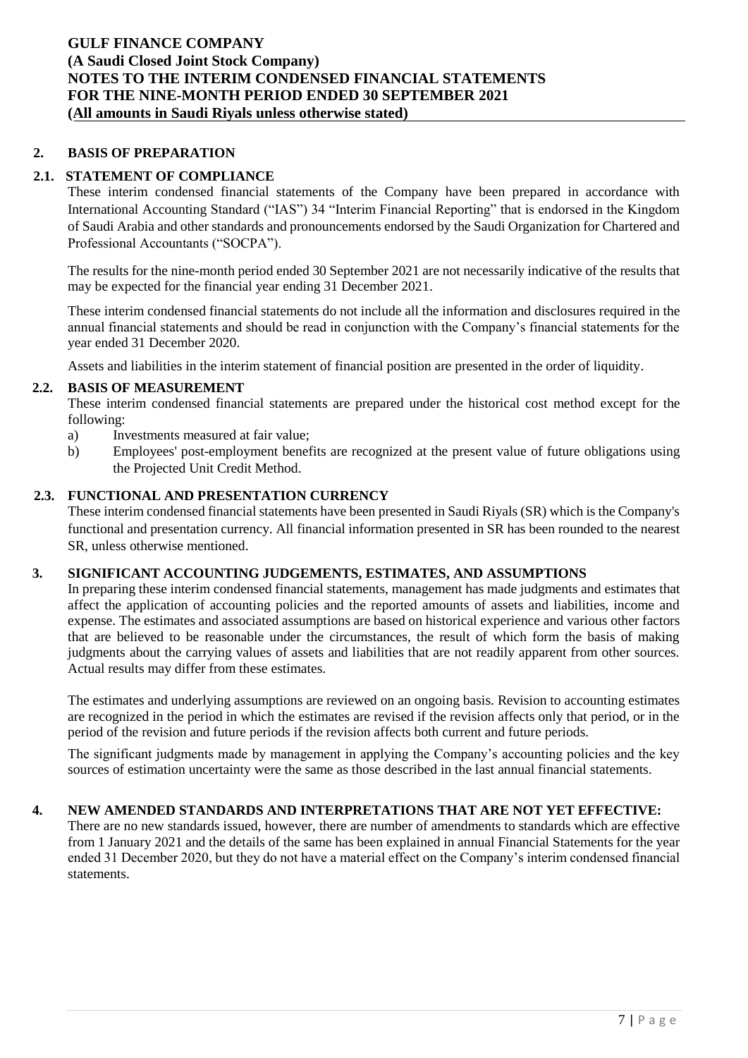## 2. BASIS OF PREPARATION

### 2.1. STATEMENT OF COMPLIANCE

These interim condensed financial statements of the Company have been prepared in accordance with International Accounting Standard ("IAS") 34 "Interim Financial Reporting" that is endorsed in the Kingdom of Saudi Arabia and other standards and pronouncements endorsed by the Saudi Organization for Chartered and Professional Accountants ("SOCPA").

The results for the nine-month period ended 30 September 2021 are not necessarily indicative of the results that may be expected for the financial year ending 31 December 2021.

These interim condensed financial statements do not include all the information and disclosures required in the annual financial statements and should be read in conjunction with the Company's financial statements for the year ended 31 December 2020.

Assets and liabilities in the interim statement of financial position are presented in the order of liquidity.

### 2.2. BASIS OF MEASUREMENT

These interim condensed financial statements are prepared under the historical cost method except for the following:

a) Investments measured at fair value;
b) Employees' post-employment benefits are recognized at the present value of future obligations using the Projected Unit Credit Method.

### 2.3. FUNCTIONAL AND PRESENTATION CURRENCY

These interim condensed financial statements have been presented in Saudi Riyals (SR) which is the Company's functional and presentation currency. All financial information presented in SR has been rounded to the nearest SR, unless otherwise mentioned.

## 3. SIGNIFICANT ACCOUNTING JUDGEMENTS, ESTIMATES, AND ASSUMPTIONS

In preparing these interim condensed financial statements, management has made judgments and estimates that affect the application of accounting policies and the reported amounts of assets and liabilities, income and expense. The estimates and associated assumptions are based on historical experience and various other factors that are believed to be reasonable under the circumstances, the result of which form the basis of making judgments about the carrying values of assets and liabilities that are not readily apparent from other sources. Actual results may differ from these estimates.

The estimates and underlying assumptions are reviewed on an ongoing basis. Revision to accounting estimates are recognized in the period in which the estimates are revised if the revision affects only that period, or in the period of the revision and future periods if the revision affects both current and future periods.

The significant judgments made by management in applying the Company's accounting policies and the key sources of estimation uncertainty were the same as those described in the last annual financial statements.

## 4. NEW AMENDED STANDARDS AND INTERPRETATIONS THAT ARE NOT YET EFFECTIVE:

There are no new standards issued, however, there are number of amendments to standards which are effective from 1 January 2021 and the details of the same has been explained in annual Financial Statements for the year ended 31 December 2020, but they do not have a material effect on the Company's interim condensed financial statements.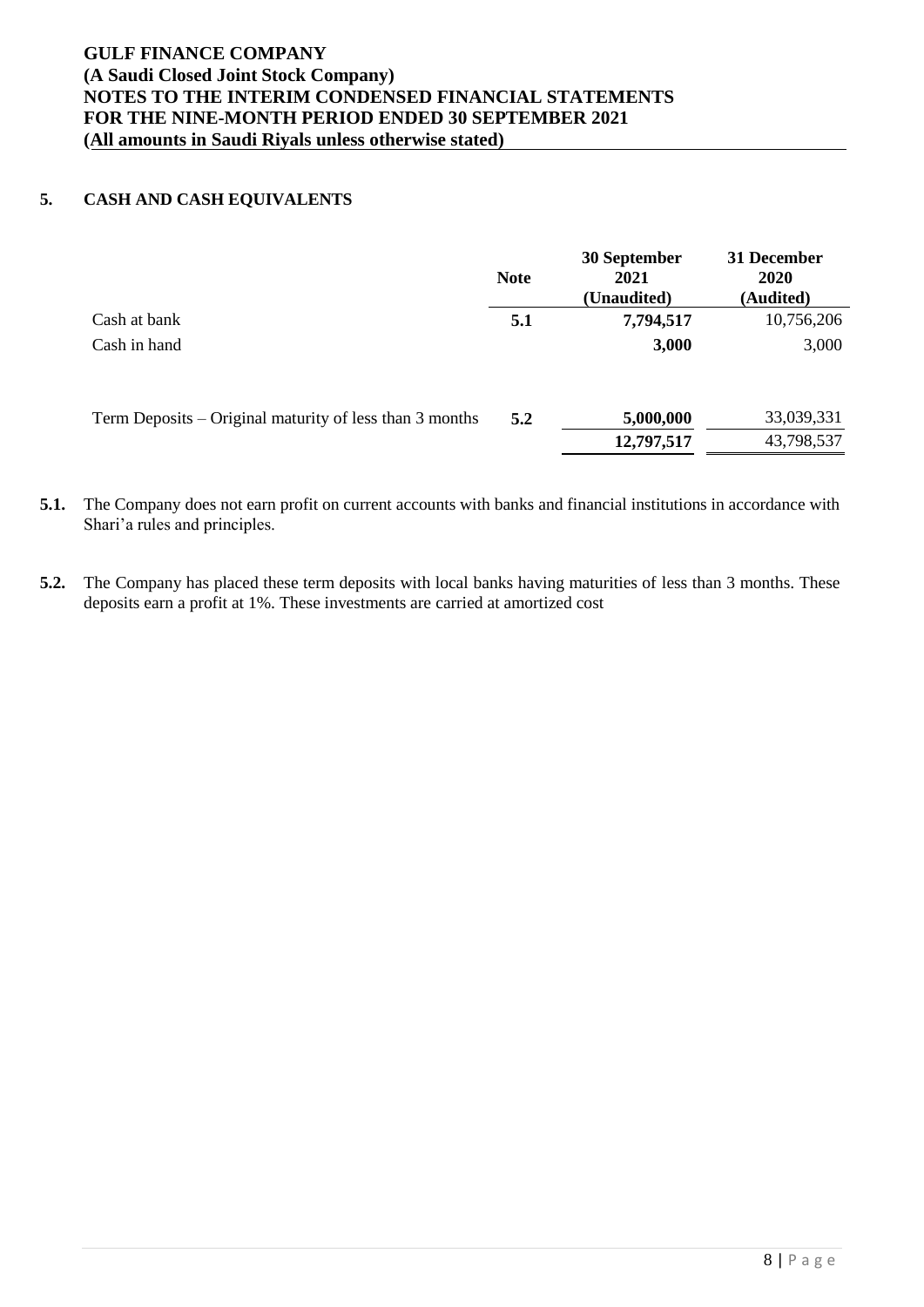## 5. CASH AND CASH EQUIVALENTS

| | Note | 30 September 2021 (Unaudited) | 31 December 2020 (Audited) |
|---|---|---|---|
| Cash at bank | 5.1 | **7,794,517** | 10,756,206 |
| Cash in hand | | **3,000** | 3,000 |
| Term Deposits – Original maturity of less than 3 months | 5.2 | **5,000,000** | 33,039,331 |
| | | **12,797,517** | 43,798,537 |

**5.1.** The Company does not earn profit on current accounts with banks and financial institutions in accordance with Shari'a rules and principles.

**5.2.** The Company has placed these term deposits with local banks having maturities of less than 3 months. These deposits earn a profit at 1%. These investments are carried at amortized cost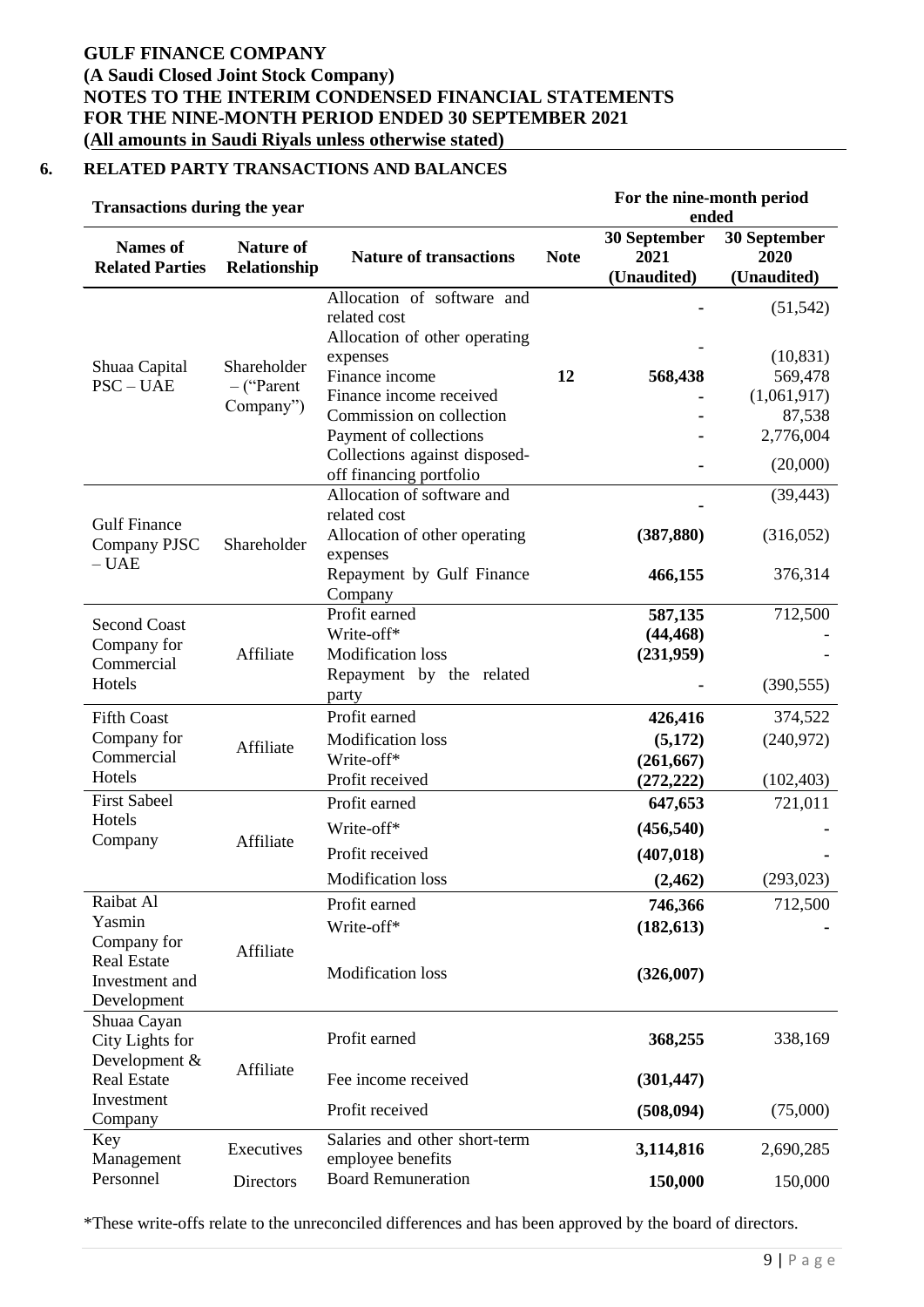# GULF FINANCE COMPANY
**(A Saudi Closed Joint Stock Company)**
**NOTES TO THE INTERIM CONDENSED FINANCIAL STATEMENTS**
**FOR THE NINE-MONTH PERIOD ENDED 30 SEPTEMBER 2021**
**(All amounts in Saudi Riyals unless otherwise stated)**

## 6. RELATED PARTY TRANSACTIONS AND BALANCES

| **Transactions during the year** | | | | **For the nine-month period ended** | |
|---|---|---|---|---|---|
| **Names of Related Parties** | **Nature of Relationship** | **Nature of transactions** | **Note** | **30 September 2021 (Unaudited)** | **30 September 2020 (Unaudited)** |
| Shuaa Capital PSC – UAE | Shareholder – ("Parent Company") | Allocation of software and related cost | | - | (51,542) |
| | | Allocation of other operating expenses | | - | (10,831) |
| | | Finance income | 12 | 568,438 | 569,478 |
| | | Finance income received | | - | (1,061,917) |
| | | Commission on collection | | - | 87,538 |
| | | Payment of collections | | - | 2,776,004 |
| | | Collections against disposed-off financing portfolio | | - | (20,000) |
| Gulf Finance Company PJSC – UAE | Shareholder | Allocation of software and related cost | | - | (39,443) |
| | | Allocation of other operating expenses | | (387,880) | (316,052) |
| | | Repayment by Gulf Finance Company | | 466,155 | 376,314 |
| Second Coast Company for Commercial Hotels | Affiliate | Profit earned | | 587,135 | 712,500 |
| | | Write-off* | | (44,468) | - |
| | | Modification loss | | (231,959) | - |
| | | Repayment by the related party | | - | (390,555) |
| Fifth Coast Company for Commercial Hotels | Affiliate | Profit earned | | 426,416 | 374,522 |
| | | Modification loss | | (5,172) | (240,972) |
| | | Write-off* | | (261,667) | |
| | | Profit received | | (272,222) | (102,403) |
| First Sabeel Hotels Company | Affiliate | Profit earned | | 647,653 | 721,011 |
| | | Write-off* | | (456,540) | - |
| | | Profit received | | (407,018) | - |
| | | Modification loss | | (2,462) | (293,023) |
| Raibat Al Yasmin Company for Real Estate Investment and Development | Affiliate | Profit earned | | 746,366 | 712,500 |
| | | Write-off* | | (182,613) | - |
| | | Modification loss | | (326,007) | |
| Shuaa Cayan City Lights for Development & Real Estate Investment Company | Affiliate | Profit earned | | 368,255 | 338,169 |
| | | Fee income received | | (301,447) | |
| | | Profit received | | (508,094) | (75,000) |
| Key Management Personnel | Executives | Salaries and other short-term employee benefits | | 3,114,816 | 2,690,285 |
| | Directors | Board Remuneration | | 150,000 | 150,000 |

*These write-offs relate to the unreconciled differences and has been approved by the board of directors.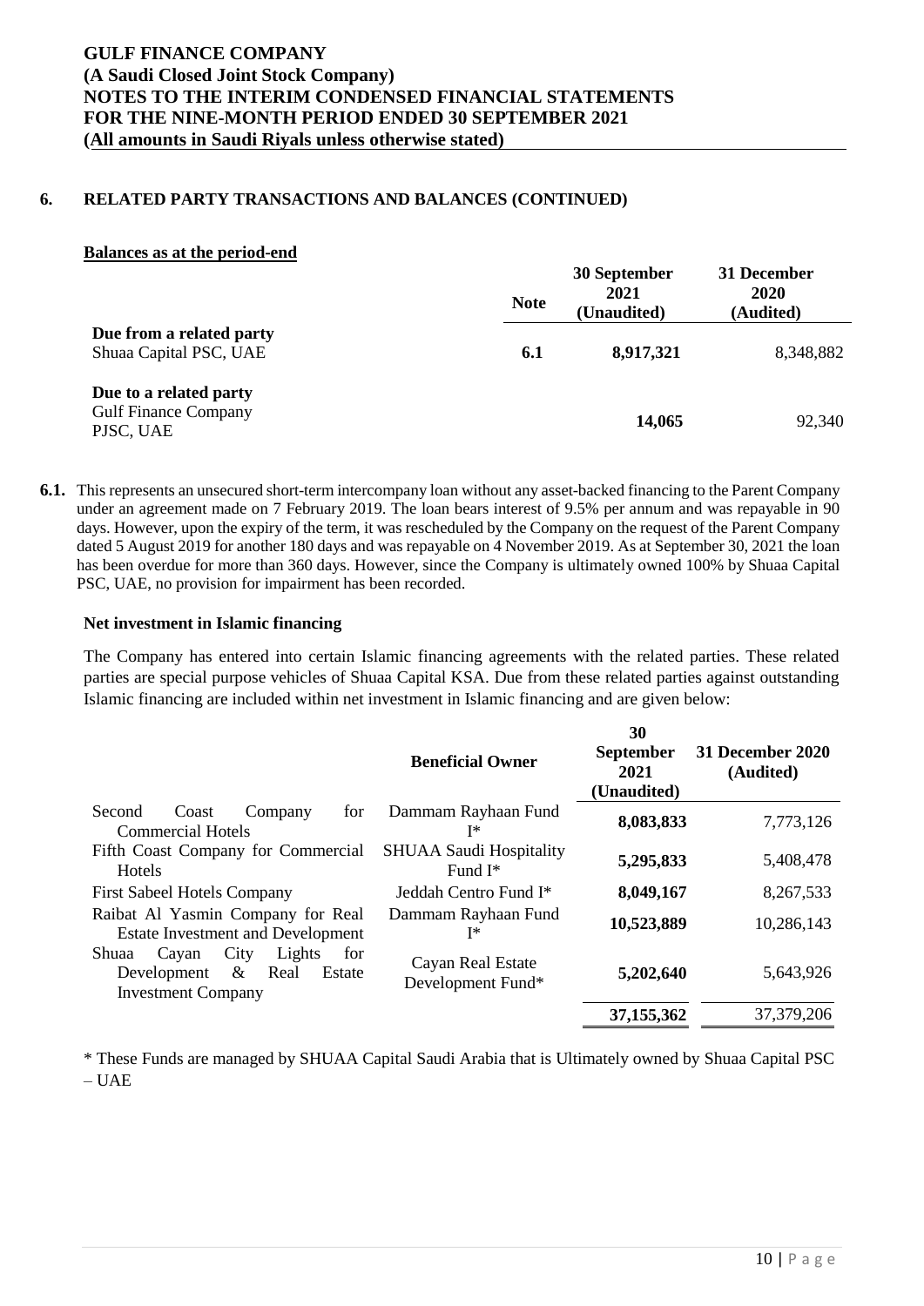## 6. RELATED PARTY TRANSACTIONS AND BALANCES (CONTINUED)

**Balances as at the period-end**

| | Note | 30 September 2021 (Unaudited) | 31 December 2020 (Audited) |
|---|---|---|---|
| **Due from a related party** | | | |
| Shuaa Capital PSC, UAE | **6.1** | **8,917,321** | 8,348,882 |
| **Due to a related party** | | | |
| Gulf Finance Company PJSC, UAE | | **14,065** | 92,340 |

**6.1.** This represents an unsecured short-term intercompany loan without any asset-backed financing to the Parent Company under an agreement made on 7 February 2019. The loan bears interest of 9.5% per annum and was repayable in 90 days. However, upon the expiry of the term, it was rescheduled by the Company on the request of the Parent Company dated 5 August 2019 for another 180 days and was repayable on 4 November 2019. As at September 30, 2021 the loan has been overdue for more than 360 days. However, since the Company is ultimately owned 100% by Shuaa Capital PSC, UAE, no provision for impairment has been recorded.

**Net investment in Islamic financing**

The Company has entered into certain Islamic financing agreements with the related parties. These related parties are special purpose vehicles of Shuaa Capital KSA. Due from these related parties against outstanding Islamic financing are included within net investment in Islamic financing and are given below:

| | Beneficial Owner | 30 September 2021 (Unaudited) | 31 December 2020 (Audited) |
|---|---|---|---|
| Second Coast Company for Commercial Hotels | Dammam Rayhaan Fund I* | **8,083,833** | 7,773,126 |
| Fifth Coast Company for Commercial Hotels | SHUAA Saudi Hospitality Fund I* | **5,295,833** | 5,408,478 |
| First Sabeel Hotels Company | Jeddah Centro Fund I* | **8,049,167** | 8,267,533 |
| Raibat Al Yasmin Company for Real Estate Investment and Development | Dammam Rayhaan Fund I* | **10,523,889** | 10,286,143 |
| Shuaa Cayan City Lights for Development & Real Estate Investment Company | Cayan Real Estate Development Fund* | **5,202,640** | 5,643,926 |
| | | **37,155,362** | 37,379,206 |

* These Funds are managed by SHUAA Capital Saudi Arabia that is Ultimately owned by Shuaa Capital PSC – UAE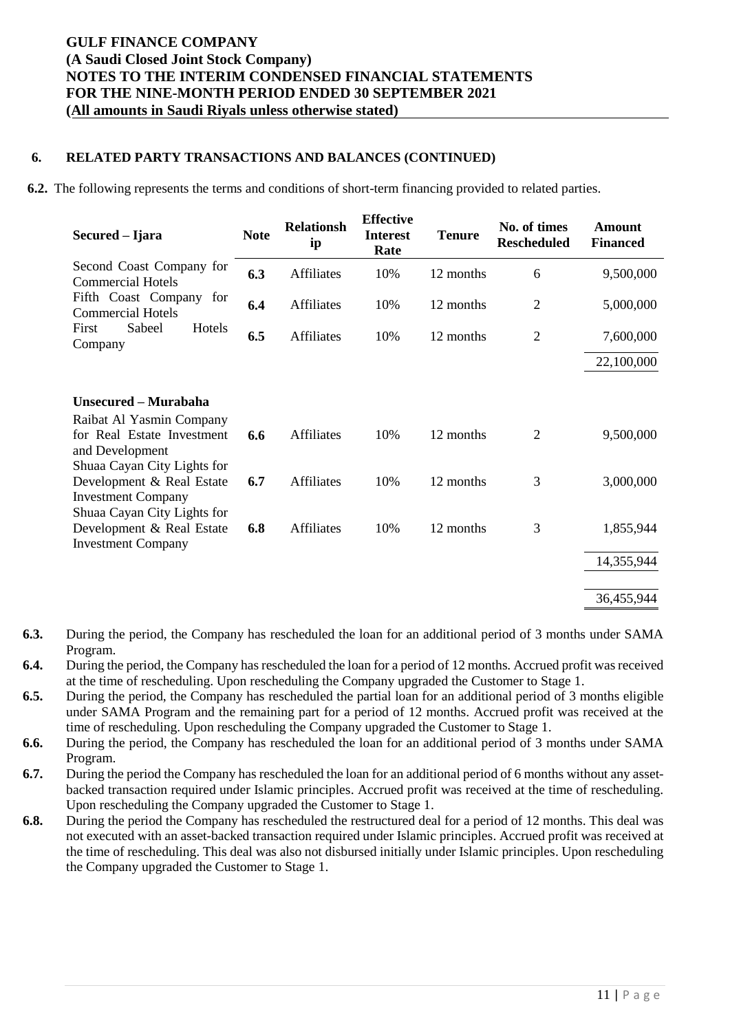## 6. RELATED PARTY TRANSACTIONS AND BALANCES (CONTINUED)

**6.2.** The following represents the terms and conditions of short-term financing provided to related parties.

| Secured – Ijara | Note | Relationship | Effective Interest Rate | Tenure | No. of times Rescheduled | Amount Financed |
|---|---|---|---|---|---|---|
| Second Coast Company for Commercial Hotels | 6.3 | Affiliates | 10% | 12 months | 6 | 9,500,000 |
| Fifth Coast Company for Commercial Hotels | 6.4 | Affiliates | 10% | 12 months | 2 | 5,000,000 |
| First Sabeel Hotels Company | 6.5 | Affiliates | 10% | 12 months | 2 | 7,600,000 |
| | | | | | | 22,100,000 |
| **Unsecured – Murabaha** | | | | | | |
| Raibat Al Yasmin Company for Real Estate Investment and Development | 6.6 | Affiliates | 10% | 12 months | 2 | 9,500,000 |
| Shuaa Cayan City Lights for Development & Real Estate Investment Company | 6.7 | Affiliates | 10% | 12 months | 3 | 3,000,000 |
| Shuaa Cayan City Lights for Development & Real Estate Investment Company | 6.8 | Affiliates | 10% | 12 months | 3 | 1,855,944 |
| | | | | | | 14,355,944 |
| | | | | | | 36,455,944 |

**6.3.** During the period, the Company has rescheduled the loan for an additional period of 3 months under SAMA Program.

**6.4.** During the period, the Company has rescheduled the loan for a period of 12 months. Accrued profit was received at the time of rescheduling. Upon rescheduling the Company upgraded the Customer to Stage 1.

**6.5.** During the period, the Company has rescheduled the partial loan for an additional period of 3 months eligible under SAMA Program and the remaining part for a period of 12 months. Accrued profit was received at the time of rescheduling. Upon rescheduling the Company upgraded the Customer to Stage 1.

**6.6.** During the period, the Company has rescheduled the loan for an additional period of 3 months under SAMA Program.

**6.7.** During the period the Company has rescheduled the loan for an additional period of 6 months without any asset-backed transaction required under Islamic principles. Accrued profit was received at the time of rescheduling. Upon rescheduling the Company upgraded the Customer to Stage 1.

**6.8.** During the period the Company has rescheduled the restructured deal for a period of 12 months. This deal was not executed with an asset-backed transaction required under Islamic principles. Accrued profit was received at the time of rescheduling. This deal was also not disbursed initially under Islamic principles. Upon rescheduling the Company upgraded the Customer to Stage 1.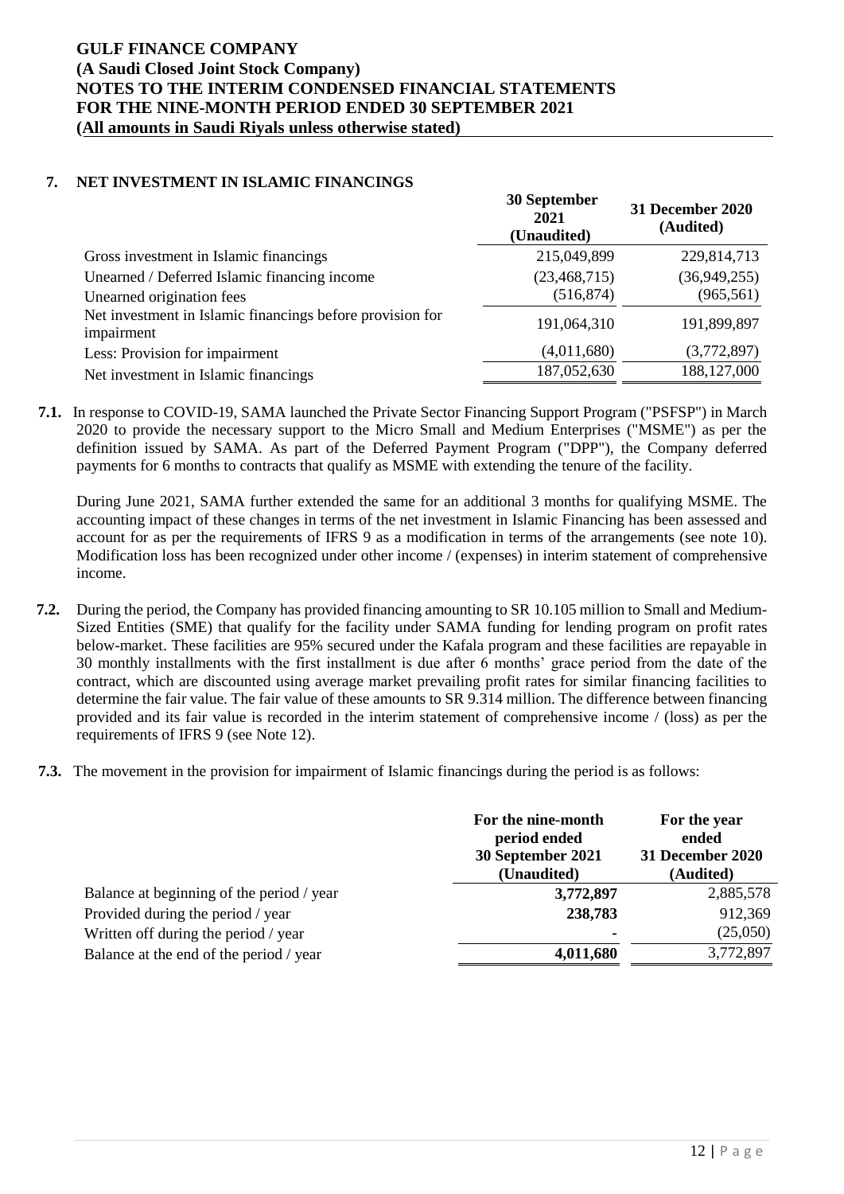## 7. NET INVESTMENT IN ISLAMIC FINANCINGS

| | 30 September 2021 (Unaudited) | 31 December 2020 (Audited) |
|---|---|---|
| Gross investment in Islamic financings | 215,049,899 | 229,814,713 |
| Unearned / Deferred Islamic financing income | (23,468,715) | (36,949,255) |
| Unearned origination fees | (516,874) | (965,561) |
| Net investment in Islamic financings before provision for impairment | 191,064,310 | 191,899,897 |
| Less: Provision for impairment | (4,011,680) | (3,772,897) |
| Net investment in Islamic financings | 187,052,630 | 188,127,000 |

**7.1.** In response to COVID-19, SAMA launched the Private Sector Financing Support Program ("PSFSP") in March 2020 to provide the necessary support to the Micro Small and Medium Enterprises ("MSME") as per the definition issued by SAMA. As part of the Deferred Payment Program ("DPP"), the Company deferred payments for 6 months to contracts that qualify as MSME with extending the tenure of the facility.

During June 2021, SAMA further extended the same for an additional 3 months for qualifying MSME. The accounting impact of these changes in terms of the net investment in Islamic Financing has been assessed and account for as per the requirements of IFRS 9 as a modification in terms of the arrangements (see note 10). Modification loss has been recognized under other income / (expenses) in interim statement of comprehensive income.

**7.2.** During the period, the Company has provided financing amounting to SR 10.105 million to Small and Medium-Sized Entities (SME) that qualify for the facility under SAMA funding for lending program on profit rates below-market. These facilities are 95% secured under the Kafala program and these facilities are repayable in 30 monthly installments with the first installment is due after 6 months' grace period from the date of the contract, which are discounted using average market prevailing profit rates for similar financing facilities to determine the fair value. The fair value of these amounts to SR 9.314 million. The difference between financing provided and its fair value is recorded in the interim statement of comprehensive income / (loss) as per the requirements of IFRS 9 (see Note 12).

**7.3.** The movement in the provision for impairment of Islamic financings during the period is as follows:

| | For the nine-month period ended 30 September 2021 (Unaudited) | For the year ended 31 December 2020 (Audited) |
|---|---|---|
| Balance at beginning of the period / year | **3,772,897** | 2,885,578 |
| Provided during the period / year | **238,783** | 912,369 |
| Written off during the period / year | **-** | (25,050) |
| Balance at the end of the period / year | **4,011,680** | 3,772,897 |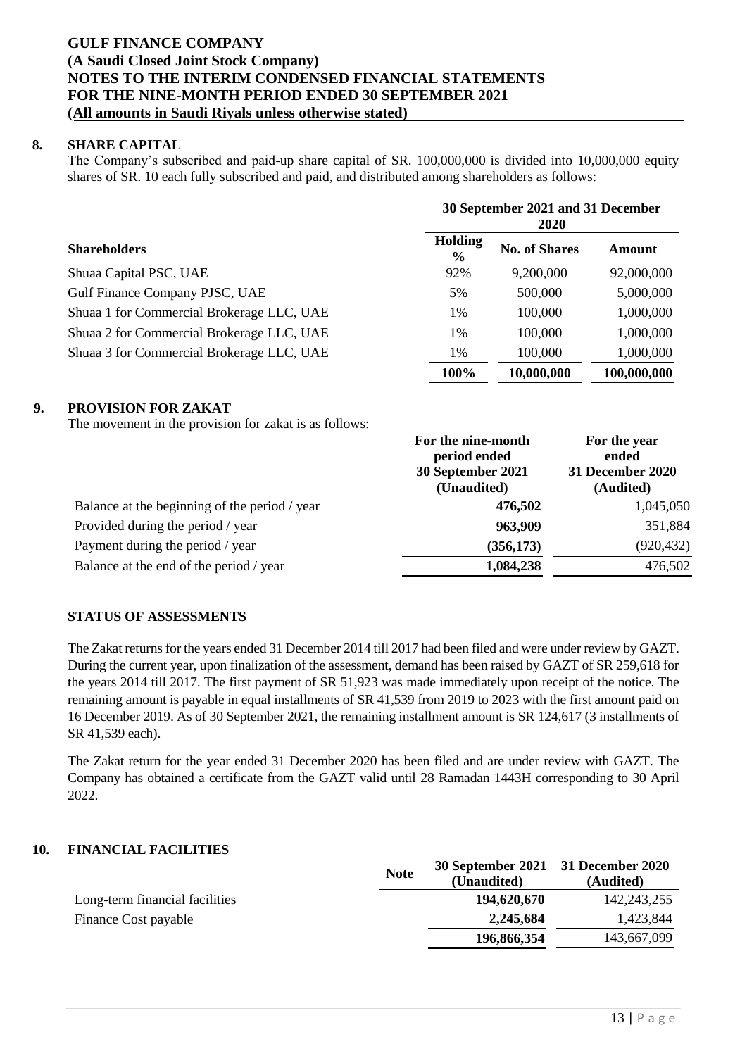## 8. SHARE CAPITAL

The Company's subscribed and paid-up share capital of SR. 100,000,000 is divided into 10,000,000 equity shares of SR. 10 each fully subscribed and paid, and distributed among shareholders as follows:

| | 30 September 2021 and 31 December 2020 | | |
|---|---|---|---|
| **Shareholders** | **Holding %** | **No. of Shares** | **Amount** |
| Shuaa Capital PSC, UAE | 92% | 9,200,000 | 92,000,000 |
| Gulf Finance Company PJSC, UAE | 5% | 500,000 | 5,000,000 |
| Shuaa 1 for Commercial Brokerage LLC, UAE | 1% | 100,000 | 1,000,000 |
| Shuaa 2 for Commercial Brokerage LLC, UAE | 1% | 100,000 | 1,000,000 |
| Shuaa 3 for Commercial Brokerage LLC, UAE | 1% | 100,000 | 1,000,000 |
| | **100%** | **10,000,000** | **100,000,000** |

## 9. PROVISION FOR ZAKAT

The movement in the provision for zakat is as follows:

| | For the nine-month period ended 30 September 2021 (Unaudited) | For the year ended 31 December 2020 (Audited) |
|---|---|---|
| Balance at the beginning of the period / year | **476,502** | 1,045,050 |
| Provided during the period / year | **963,909** | 351,884 |
| Payment during the period / year | **(356,173)** | (920,432) |
| Balance at the end of the period / year | **1,084,238** | 476,502 |

### STATUS OF ASSESSMENTS

The Zakat returns for the years ended 31 December 2014 till 2017 had been filed and were under review by GAZT. During the current year, upon finalization of the assessment, demand has been raised by GAZT of SR 259,618 for the years 2014 till 2017. The first payment of SR 51,923 was made immediately upon receipt of the notice. The remaining amount is payable in equal installments of SR 41,539 from 2019 to 2023 with the first amount paid on 16 December 2019. As of 30 September 2021, the remaining installment amount is SR 124,617 (3 installments of SR 41,539 each).

The Zakat return for the year ended 31 December 2020 has been filed and are under review with GAZT. The Company has obtained a certificate from the GAZT valid until 28 Ramadan 1443H corresponding to 30 April 2022.

## 10. FINANCIAL FACILITIES

| | Note | 30 September 2021 (Unaudited) | 31 December 2020 (Audited) |
|---|---|---|---|
| Long-term financial facilities | | **194,620,670** | 142,243,255 |
| Finance Cost payable | | **2,245,684** | 1,423,844 |
| | | **196,866,354** | 143,667,099 |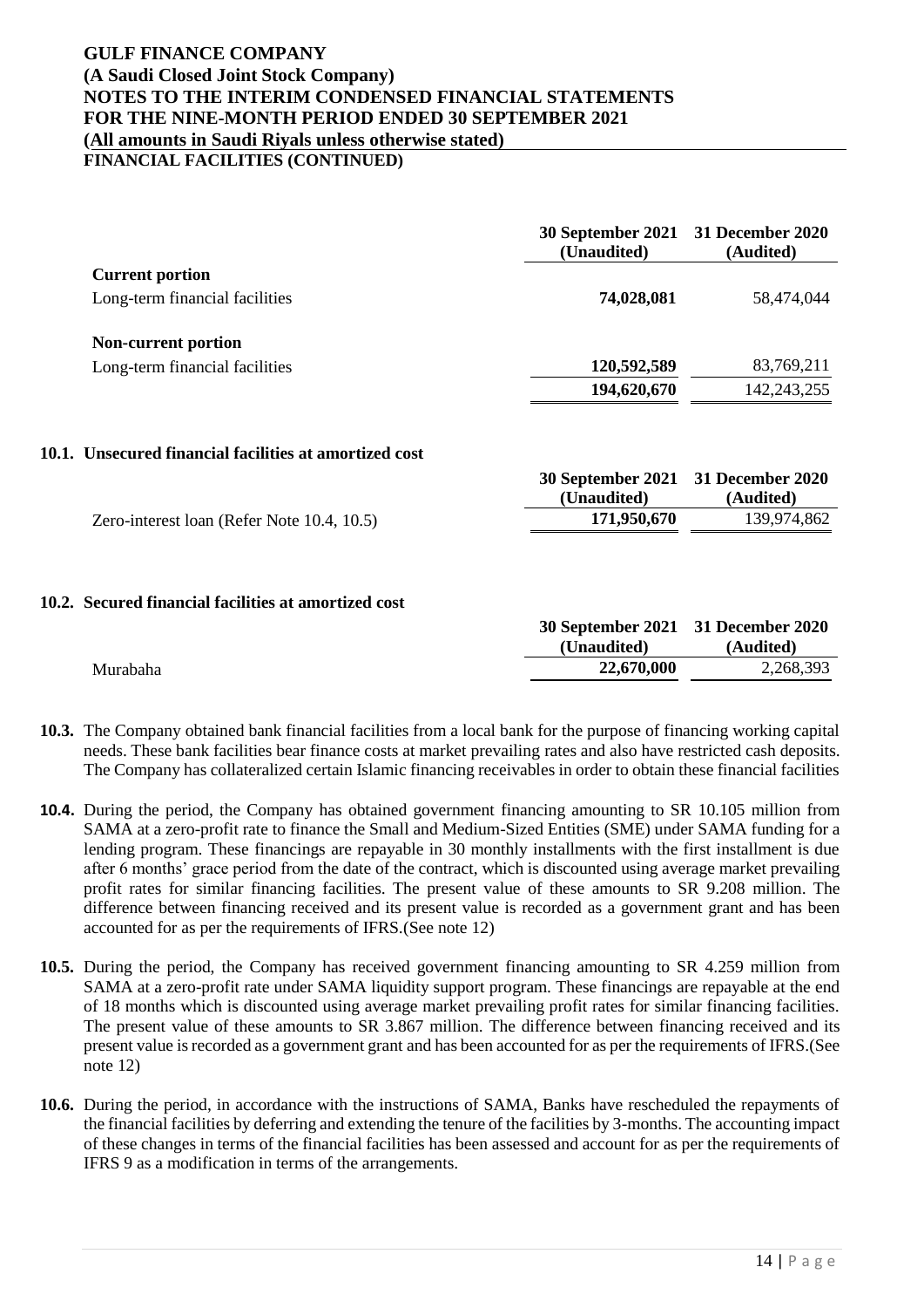**FINANCIAL FACILITIES (CONTINUED)**

| | 30 September 2021 (Unaudited) | 31 December 2020 (Audited) |
|---|---|---|
| **Current portion** | | |
| Long-term financial facilities | **74,028,081** | 58,474,044 |
| **Non-current portion** | | |
| Long-term financial facilities | **120,592,589** | 83,769,211 |
| | **194,620,670** | 142,243,255 |

### 10.1. Unsecured financial facilities at amortized cost

| | 30 September 2021 (Unaudited) | 31 December 2020 (Audited) |
|---|---|---|
| Zero-interest loan (Refer Note 10.4, 10.5) | **171,950,670** | 139,974,862 |

### 10.2. Secured financial facilities at amortized cost

| | 30 September 2021 (Unaudited) | 31 December 2020 (Audited) |
|---|---|---|
| Murabaha | **22,670,000** | 2,268,393 |

**10.3.** The Company obtained bank financial facilities from a local bank for the purpose of financing working capital needs. These bank facilities bear finance costs at market prevailing rates and also have restricted cash deposits. The Company has collateralized certain Islamic financing receivables in order to obtain these financial facilities

**10.4.** During the period, the Company has obtained government financing amounting to SR 10.105 million from SAMA at a zero-profit rate to finance the Small and Medium-Sized Entities (SME) under SAMA funding for a lending program. These financings are repayable in 30 monthly installments with the first installment is due after 6 months' grace period from the date of the contract, which is discounted using average market prevailing profit rates for similar financing facilities. The present value of these amounts to SR 9.208 million. The difference between financing received and its present value is recorded as a government grant and has been accounted for as per the requirements of IFRS.(See note 12)

**10.5.** During the period, the Company has received government financing amounting to SR 4.259 million from SAMA at a zero-profit rate under SAMA liquidity support program. These financings are repayable at the end of 18 months which is discounted using average market prevailing profit rates for similar financing facilities. The present value of these amounts to SR 3.867 million. The difference between financing received and its present value is recorded as a government grant and has been accounted for as per the requirements of IFRS.(See note 12)

**10.6.** During the period, in accordance with the instructions of SAMA, Banks have rescheduled the repayments of the financial facilities by deferring and extending the tenure of the facilities by 3-months. The accounting impact of these changes in terms of the financial facilities has been assessed and account for as per the requirements of IFRS 9 as a modification in terms of the arrangements.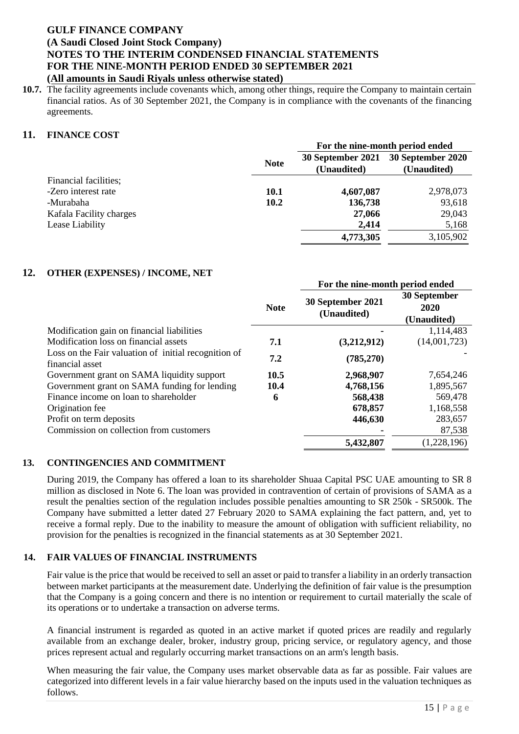**10.7.** The facility agreements include covenants which, among other things, require the Company to maintain certain financial ratios. As of 30 September 2021, the Company is in compliance with the covenants of the financing agreements.

## 11. FINANCE COST

| | Note | For the nine-month period ended | |
|---|---|---|---|
| | | 30 September 2021 (Unaudited) | 30 September 2020 (Unaudited) |
| Financial facilities; | | | |
| -Zero interest rate | 10.1 | 4,607,087 | 2,978,073 |
| -Murabaha | 10.2 | 136,738 | 93,618 |
| Kafala Facility charges | | 27,066 | 29,043 |
| Lease Liability | | 2,414 | 5,168 |
| | | 4,773,305 | 3,105,902 |

## 12. OTHER (EXPENSES) / INCOME, NET

| | Note | For the nine-month period ended | |
|---|---|---|---|
| | | 30 September 2021 (Unaudited) | 30 September 2020 (Unaudited) |
| Modification gain on financial liabilities | | - | 1,114,483 |
| Modification loss on financial assets | 7.1 | (3,212,912) | (14,001,723) |
| Loss on the Fair valuation of initial recognition of financial asset | 7.2 | (785,270) | - |
| Government grant on SAMA liquidity support | 10.5 | 2,968,907 | 7,654,246 |
| Government grant on SAMA funding for lending | 10.4 | 4,768,156 | 1,895,567 |
| Finance income on loan to shareholder | 6 | 568,438 | 569,478 |
| Origination fee | | 678,857 | 1,168,558 |
| Profit on term deposits | | 446,630 | 283,657 |
| Commission on collection from customers | | - | 87,538 |
| | | 5,432,807 | (1,228,196) |

## 13. CONTINGENCIES AND COMMITMENT

During 2019, the Company has offered a loan to its shareholder Shuaa Capital PSC UAE amounting to SR 8 million as disclosed in Note 6. The loan was provided in contravention of certain of provisions of SAMA as a result the penalties section of the regulation includes possible penalties amounting to SR 250k - SR500k. The Company have submitted a letter dated 27 February 2020 to SAMA explaining the fact pattern, and, yet to receive a formal reply. Due to the inability to measure the amount of obligation with sufficient reliability, no provision for the penalties is recognized in the financial statements as at 30 September 2021.

## 14. FAIR VALUES OF FINANCIAL INSTRUMENTS

Fair value is the price that would be received to sell an asset or paid to transfer a liability in an orderly transaction between market participants at the measurement date. Underlying the definition of fair value is the presumption that the Company is a going concern and there is no intention or requirement to curtail materially the scale of its operations or to undertake a transaction on adverse terms.

A financial instrument is regarded as quoted in an active market if quoted prices are readily and regularly available from an exchange dealer, broker, industry group, pricing service, or regulatory agency, and those prices represent actual and regularly occurring market transactions on an arm's length basis.

When measuring the fair value, the Company uses market observable data as far as possible. Fair values are categorized into different levels in a fair value hierarchy based on the inputs used in the valuation techniques as follows.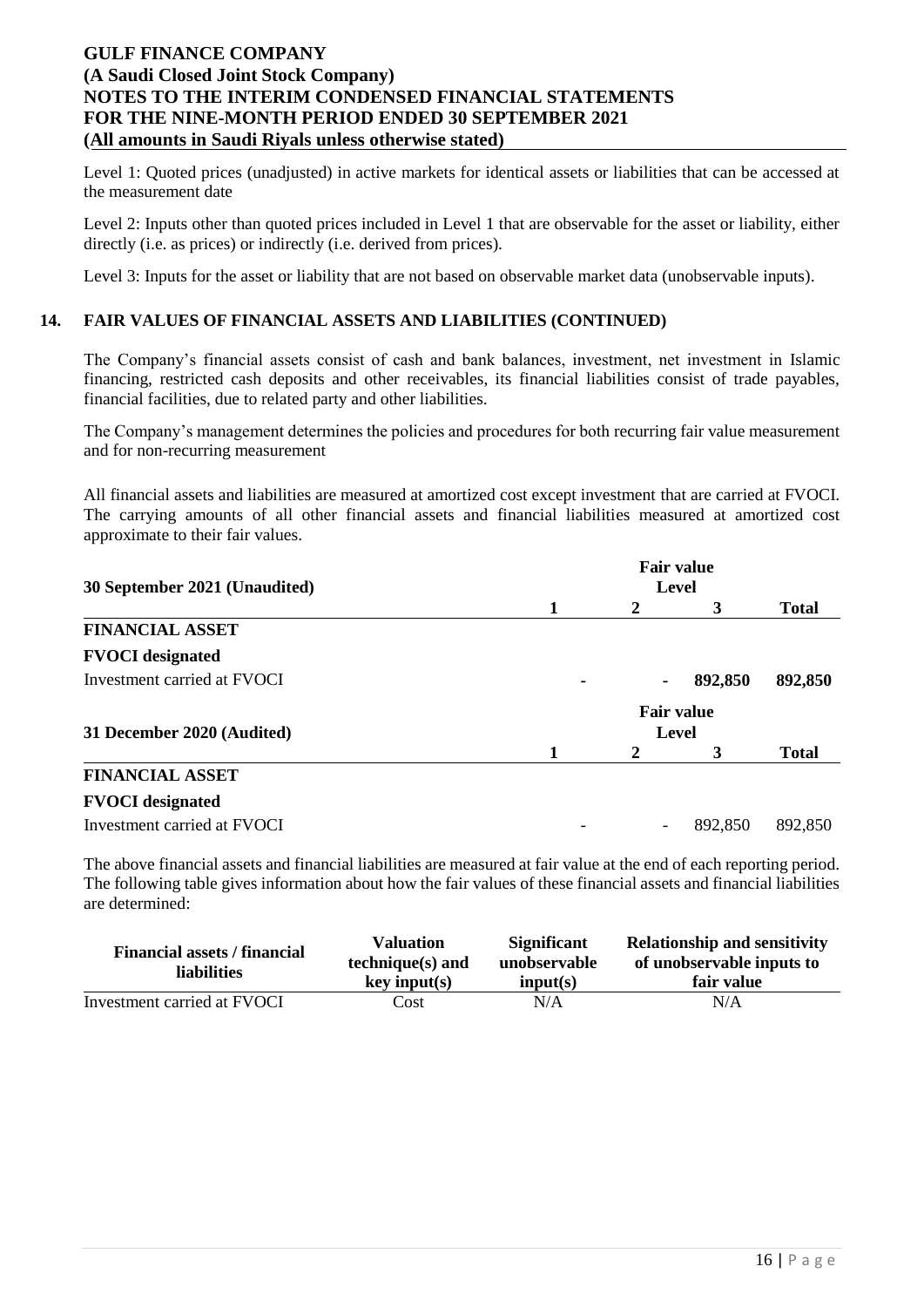Level 1: Quoted prices (unadjusted) in active markets for identical assets or liabilities that can be accessed at the measurement date

Level 2: Inputs other than quoted prices included in Level 1 that are observable for the asset or liability, either directly (i.e. as prices) or indirectly (i.e. derived from prices).

Level 3: Inputs for the asset or liability that are not based on observable market data (unobservable inputs).

## 14. FAIR VALUES OF FINANCIAL ASSETS AND LIABILITIES (CONTINUED)

The Company's financial assets consist of cash and bank balances, investment, net investment in Islamic financing, restricted cash deposits and other receivables, its financial liabilities consist of trade payables, financial facilities, due to related party and other liabilities.

The Company's management determines the policies and procedures for both recurring fair value measurement and for non-recurring measurement

All financial assets and liabilities are measured at amortized cost except investment that are carried at FVOCI. The carrying amounts of all other financial assets and financial liabilities measured at amortized cost approximate to their fair values.

| **30 September 2021 (Unaudited)** | **Fair value Level** | | | |
|---|---|---|---|---|
| | **1** | **2** | **3** | **Total** |
| **FINANCIAL ASSET** | | | | |
| **FVOCI designated** | | | | |
| Investment carried at FVOCI | **-** | **-** | **892,850** | **892,850** |

| **31 December 2020 (Audited)** | **Fair value Level** | | | |
|---|---|---|---|---|
| | **1** | **2** | **3** | **Total** |
| **FINANCIAL ASSET** | | | | |
| **FVOCI designated** | | | | |
| Investment carried at FVOCI | - | - | 892,850 | 892,850 |

The above financial assets and financial liabilities are measured at fair value at the end of each reporting period. The following table gives information about how the fair values of these financial assets and financial liabilities are determined:

| **Financial assets / financial liabilities** | **Valuation technique(s) and key input(s)** | **Significant unobservable input(s)** | **Relationship and sensitivity of unobservable inputs to fair value** |
|---|---|---|---|
| Investment carried at FVOCI | Cost | N/A | N/A |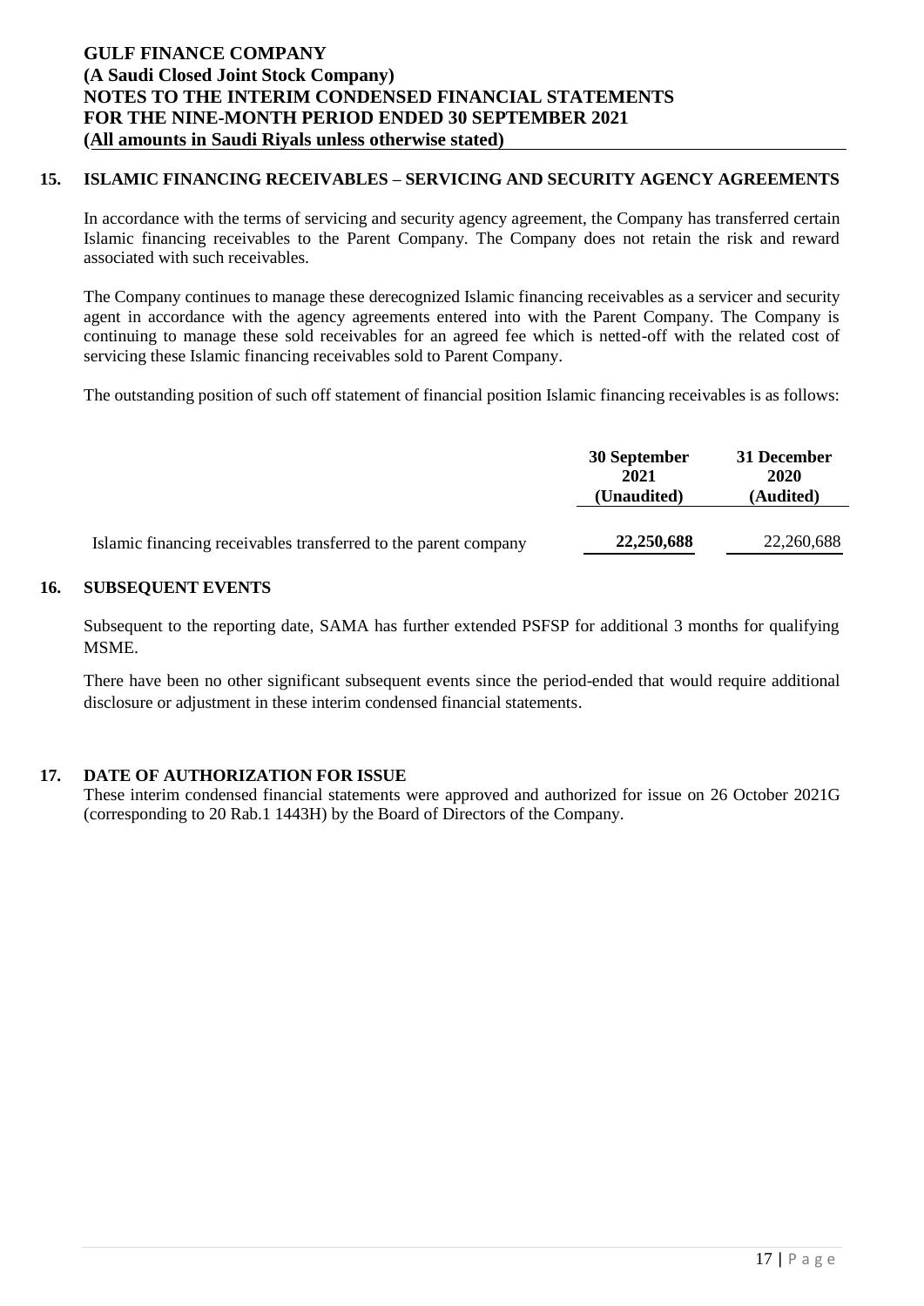## 15. ISLAMIC FINANCING RECEIVABLES – SERVICING AND SECURITY AGENCY AGREEMENTS

In accordance with the terms of servicing and security agency agreement, the Company has transferred certain Islamic financing receivables to the Parent Company. The Company does not retain the risk and reward associated with such receivables.

The Company continues to manage these derecognized Islamic financing receivables as a servicer and security agent in accordance with the agency agreements entered into with the Parent Company. The Company is continuing to manage these sold receivables for an agreed fee which is netted-off with the related cost of servicing these Islamic financing receivables sold to Parent Company.

The outstanding position of such off statement of financial position Islamic financing receivables is as follows:

| | 30 September 2021 (Unaudited) | 31 December 2020 (Audited) |
|---|---|---|
| Islamic financing receivables transferred to the parent company | **22,250,688** | 22,260,688 |

## 16. SUBSEQUENT EVENTS

Subsequent to the reporting date, SAMA has further extended PSFSP for additional 3 months for qualifying MSME.

There have been no other significant subsequent events since the period-ended that would require additional disclosure or adjustment in these interim condensed financial statements.

## 17. DATE OF AUTHORIZATION FOR ISSUE

These interim condensed financial statements were approved and authorized for issue on 26 October 2021G (corresponding to 20 Rab.1 1443H) by the Board of Directors of the Company.